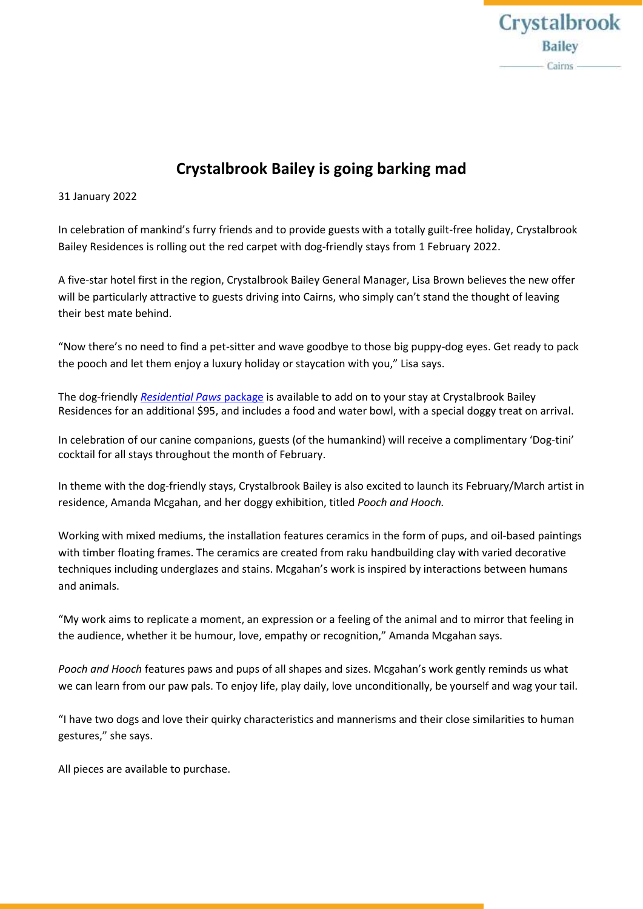# Crystalbrook Bailey is going barking mad

31 January 2022

In celebration of mankind's furry friends and to provide guests with a totally guilt-free holiday, Crystalbrook Bailey Residences is rolling out the red carpet with dog-friendly stays from 1 February 2022.

A five-star hotel first in the region, Crystalbrook Bailey General Manager, Lisa Brown believes the new offer will be particularly attractive to guests driving into Cairns, who simply can't stand the thought of leaving their best mate behind.

"Now there's no need to find a pet-sitter and wave goodbye to those big puppy-dog eyes. Get ready to pack the pooch and let them enjoy a luxury holiday or staycation with you," Lisa says.

The dog-friendly *Residential Paws* package is available to add on to your stay at Crystalbrook Bailey Residences for an additional $95, and includes a food and water bowl, with a special doggy treat on arrival.

In celebration of our canine companions, guests (of the humankind) will receive a complimentary 'Dog-tini' cocktail for all stays throughout the month of February.

In theme with the dog-friendly stays, Crystalbrook Bailey is also excited to launch its February/March artist in residence, Amanda Mcgahan, and her doggy exhibition, titled *Pooch and Hooch.*

Working with mixed mediums, the installation features ceramics in the form of pups, and oil-based paintings with timber floating frames. The ceramics are created from raku handbuilding clay with varied decorative techniques including underglazes and stains. Mcgahan's work is inspired by interactions between humans and animals.

"My work aims to replicate a moment, an expression or a feeling of the animal and to mirror that feeling in the audience, whether it be humour, love, empathy or recognition," Amanda Mcgahan says.

*Pooch and Hooch* features paws and pups of all shapes and sizes. Mcgahan's work gently reminds us what we can learn from our paw pals. To enjoy life, play daily, love unconditionally, be yourself and wag your tail.

"I have two dogs and love their quirky characteristics and mannerisms and their close similarities to human gestures," she says.

All pieces are available to purchase.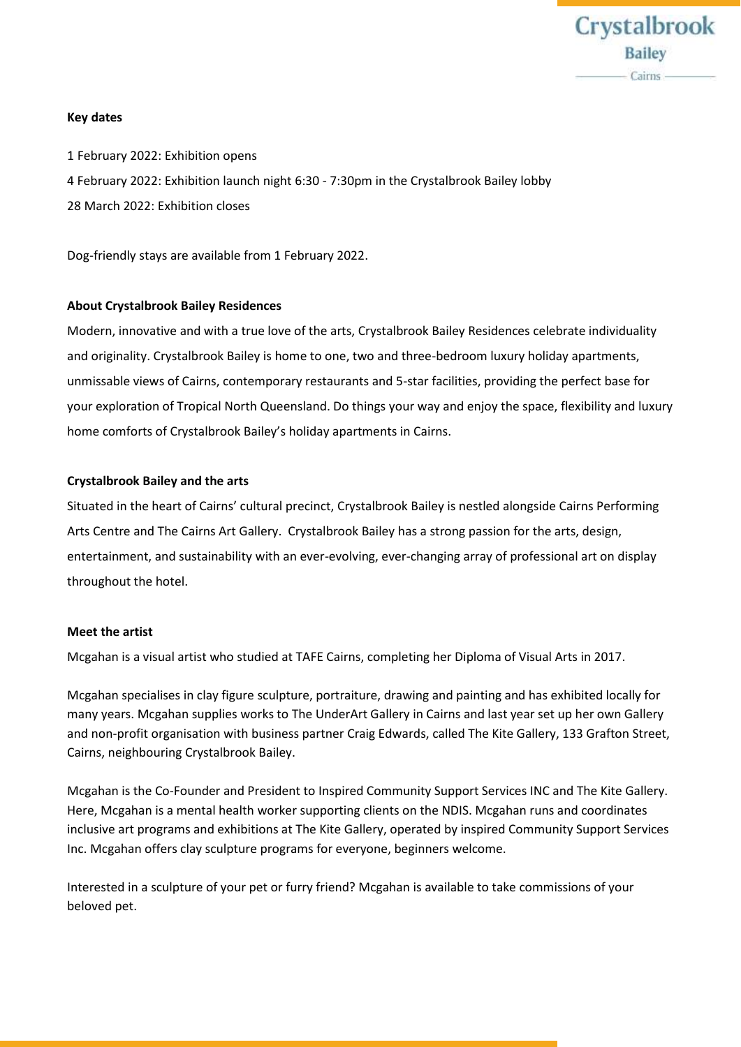**Key dates**

1 February 2022: Exhibition opens

4 February 2022: Exhibition launch night 6:30 - 7:30pm in the Crystalbrook Bailey lobby

28 March 2022: Exhibition closes

Dog-friendly stays are available from 1 February 2022.

**About Crystalbrook Bailey Residences**

Modern, innovative and with a true love of the arts, Crystalbrook Bailey Residences celebrate individuality and originality. Crystalbrook Bailey is home to one, two and three-bedroom luxury holiday apartments, unmissable views of Cairns, contemporary restaurants and 5-star facilities, providing the perfect base for your exploration of Tropical North Queensland. Do things your way and enjoy the space, flexibility and luxury home comforts of Crystalbrook Bailey's holiday apartments in Cairns.

**Crystalbrook Bailey and the arts**

Situated in the heart of Cairns' cultural precinct, Crystalbrook Bailey is nestled alongside Cairns Performing Arts Centre and The Cairns Art Gallery. Crystalbrook Bailey has a strong passion for the arts, design, entertainment, and sustainability with an ever-evolving, ever-changing array of professional art on display throughout the hotel.

**Meet the artist**

Mcgahan is a visual artist who studied at TAFE Cairns, completing her Diploma of Visual Arts in 2017.

Mcgahan specialises in clay figure sculpture, portraiture, drawing and painting and has exhibited locally for many years. Mcgahan supplies works to The UnderArt Gallery in Cairns and last year set up her own Gallery and non-profit organisation with business partner Craig Edwards, called The Kite Gallery, 133 Grafton Street, Cairns, neighbouring Crystalbrook Bailey.

Mcgahan is the Co-Founder and President to Inspired Community Support Services INC and The Kite Gallery. Here, Mcgahan is a mental health worker supporting clients on the NDIS. Mcgahan runs and coordinates inclusive art programs and exhibitions at The Kite Gallery, operated by inspired Community Support Services Inc. Mcgahan offers clay sculpture programs for everyone, beginners welcome.

Interested in a sculpture of your pet or furry friend? Mcgahan is available to take commissions of your beloved pet.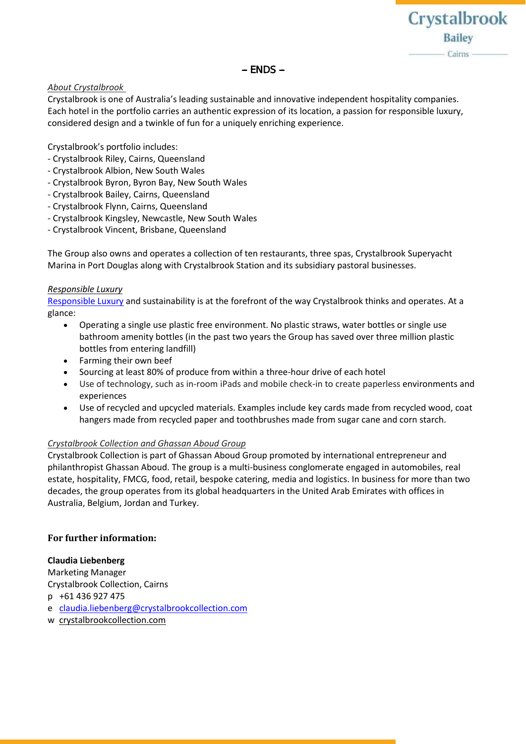– ENDS –

*About Crystalbrook*

Crystalbrook is one of Australia's leading sustainable and innovative independent hospitality companies. Each hotel in the portfolio carries an authentic expression of its location, a passion for responsible luxury, considered design and a twinkle of fun for a uniquely enriching experience.

Crystalbrook's portfolio includes:
- Crystalbrook Riley, Cairns, Queensland
- Crystalbrook Albion, New South Wales
- Crystalbrook Byron, Byron Bay, New South Wales
- Crystalbrook Bailey, Cairns, Queensland
- Crystalbrook Flynn, Cairns, Queensland
- Crystalbrook Kingsley, Newcastle, New South Wales
- Crystalbrook Vincent, Brisbane, Queensland

The Group also owns and operates a collection of ten restaurants, three spas, Crystalbrook Superyacht Marina in Port Douglas along with Crystalbrook Station and its subsidiary pastoral businesses.

*Responsible Luxury*

Responsible Luxury and sustainability is at the forefront of the way Crystalbrook thinks and operates. At a glance:

- Operating a single use plastic free environment. No plastic straws, water bottles or single use bathroom amenity bottles (in the past two years the Group has saved over three million plastic bottles from entering landfill)
- Farming their own beef
- Sourcing at least 80% of produce from within a three-hour drive of each hotel
- Use of technology, such as in-room iPads and mobile check-in to create paperless environments and experiences
- Use of recycled and upcycled materials. Examples include key cards made from recycled wood, coat hangers made from recycled paper and toothbrushes made from sugar cane and corn starch.

*Crystalbrook Collection and Ghassan Aboud Group*

Crystalbrook Collection is part of Ghassan Aboud Group promoted by international entrepreneur and philanthropist Ghassan Aboud. The group is a multi-business conglomerate engaged in automobiles, real estate, hospitality, FMCG, food, retail, bespoke catering, media and logistics. In business for more than two decades, the group operates from its global headquarters in the United Arab Emirates with offices in Australia, Belgium, Jordan and Turkey.

**For further information:**

**Claudia Liebenberg**
Marketing Manager
Crystalbrook Collection, Cairns
p +61 436 927 475
e claudia.liebenberg@crystalbrookcollection.com
w crystalbrookcollection.com